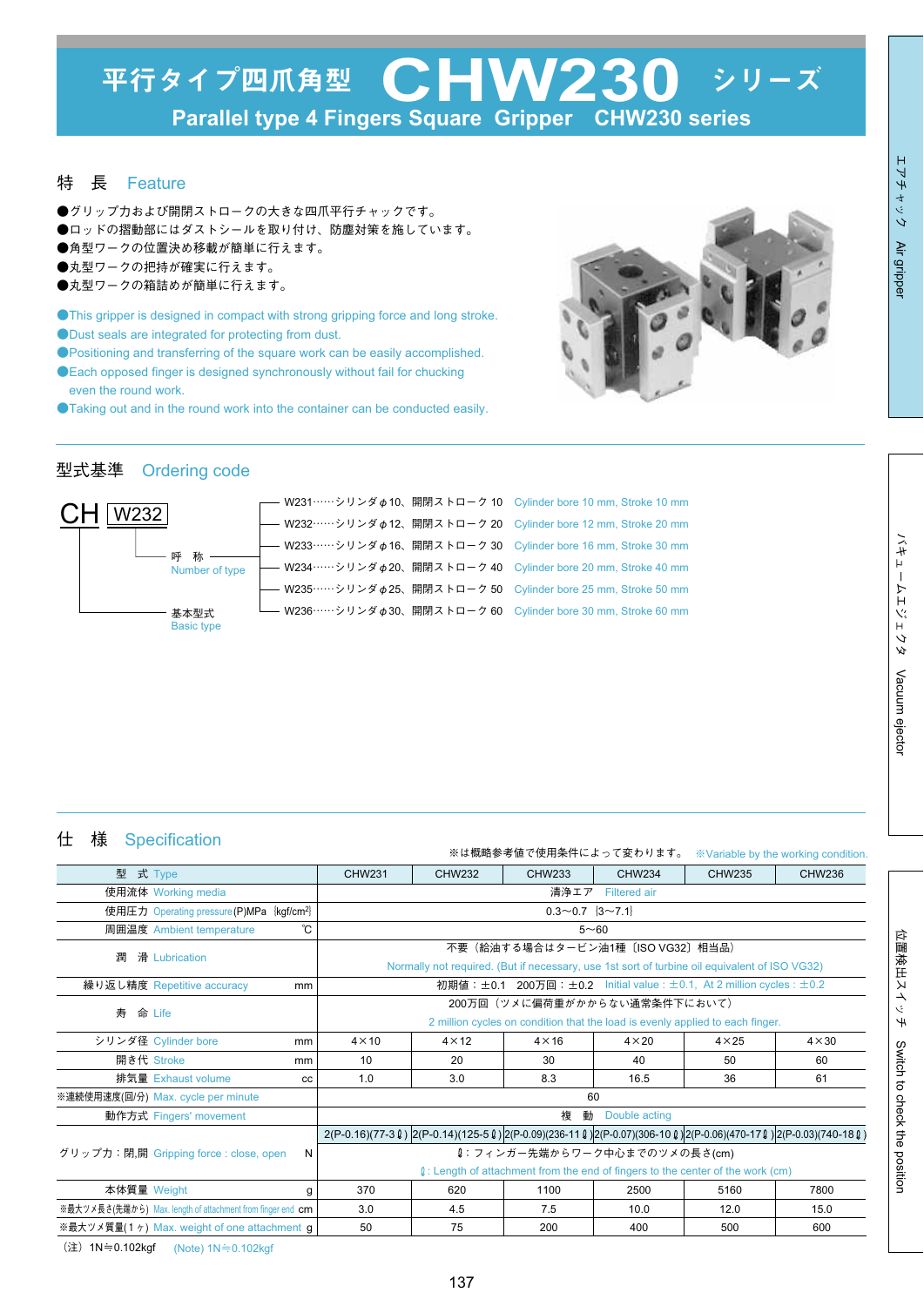# 平行タイプ四爪角型 CHW230 シリーズ

## Parallel type 4 Fingers Square Gripper CHW230 series

## 特　長　Feature

●グリップ力および開閉ストロークの大きな四爪平行チャックです。
●ロッドの摺動部にはダストシールを取り付け、防塵対策を施しています。
●角型ワークの位置決め移載が簡単に行えます。
●丸型ワークの把持が確実に行えます。
●丸型ワークの箱詰めが簡単に行えます。

●This gripper is designed in compact with strong gripping force and long stroke.
●Dust seals are integrated for protecting from dust.
●Positioning and transferring of the square work can be easily accomplished.
●Each opposed finger is designed synchronously without fail for chucking even the round work.
●Taking out and in the round work into the container can be conducted easily.

## 型式基準　Ordering code

CH W232

- 基本型式 Basic type: CH
- 呼称 Number of type: W232

W231……シリンダφ10、開閉ストローク 10　Cylinder bore 10 mm, Stroke 10 mm
W232……シリンダφ12、開閉ストローク 20　Cylinder bore 12 mm, Stroke 20 mm
W233……シリンダφ16、開閉ストローク 30　Cylinder bore 16 mm, Stroke 30 mm
W234……シリンダφ20、開閉ストローク 40　Cylinder bore 20 mm, Stroke 40 mm
W235……シリンダφ25、開閉ストローク 50　Cylinder bore 25 mm, Stroke 50 mm
W236……シリンダφ30、開閉ストローク 60　Cylinder bore 30 mm, Stroke 60 mm

## 仕　様　Specification

※は概略参考値で使用条件によって変わります。 ※Variable by the working condition.

| 型　式 Type | CHW231 | CHW232 | CHW233 | CHW234 | CHW235 | CHW236 |
|---|---|---|---|---|---|---|
| 使用流体 Working media | 清浄エア Filtered air | | | | | |
| 使用圧力 Operating pressure(P)MPa {kgf/cm²} | 0.3～0.7 {3～7.1} | | | | | |
| 周囲温度 Ambient temperature ℃ | 5～60 | | | | | |
| 潤　滑 Lubrication | 不要（給油する場合はタービン油1種〔ISO VG32〕相当品） Normally not required. (But if necessary, use 1st sort of turbine oil equivalent of ISO VG32) | | | | | |
| 繰り返し精度 Repetitive accuracy mm | 初期値：±0.1　200万回：±0.2　Initial value : ±0.1, At 2 million cycles : ±0.2 | | | | | |
| 寿　命 Life | 200万回（ツメに偏荷重がかからない通常条件下において） 2 million cycles on condition that the load is evenly applied to each finger. | | | | | |
| シリンダ径 Cylinder bore mm | 4×10 | 4×12 | 4×16 | 4×20 | 4×25 | 4×30 |
| 開き代 Stroke mm | 10 | 20 | 30 | 40 | 50 | 60 |
| 排気量 Exhaust volume cc | 1.0 | 3.0 | 8.3 | 16.5 | 36 | 61 |
| ※連続使用速度(回/分) Max. cycle per minute | 60 | | | | | |
| 動作方式 Fingers' movement | 複　動 Double acting | | | | | |
| グリップ力：閉,開 Gripping force : close, open N | 2(P-0.16)(77-3ℓ) | 2(P-0.14)(125-5ℓ) | 2(P-0.09)(236-11ℓ) | 2(P-0.07)(306-10ℓ) | 2(P-0.06)(470-17ℓ) | 2(P-0.03)(740-18ℓ) |
| | ℓ：フィンガー先端からワーク中心までのツメの長さ(cm) ℓ: Length of attachment from the end of fingers to the center of the work (cm) | | | | | |
| 本体質量 Weight g | 370 | 620 | 1100 | 2500 | 5160 | 7800 |
| ※最大ツメ長さ(先端から) Max. length of attachment from finger end cm | 3.0 | 4.5 | 7.5 | 10.0 | 12.0 | 15.0 |
| ※最大ツメ質量(1ヶ) Max. weight of one attachment g | 50 | 75 | 200 | 400 | 500 | 600 |

（注）1N≒0.102kgf　(Note) 1N≒0.102kgf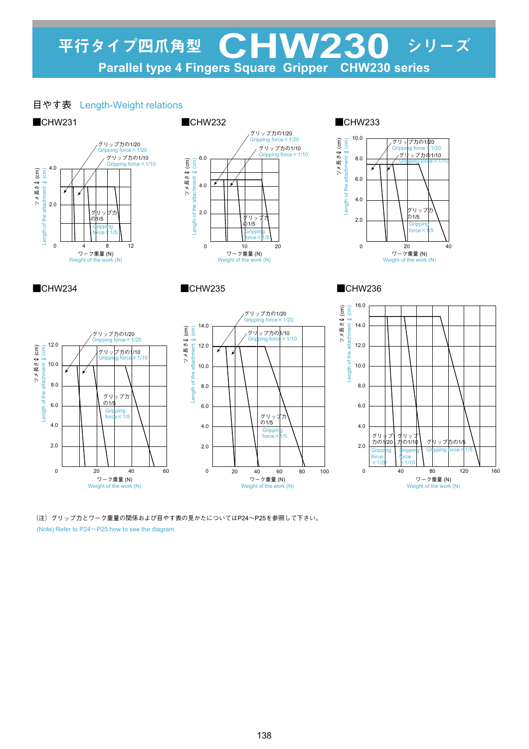# 平行タイプ四爪角型 CHW230 シリーズ

## Parallel type 4 Fingers Square Gripper CHW230 series

## 目やす表 Length-Weight relations

■CHW231

グリップ力の1/20
Gripping force×1/20
グリップ力の1/10
Gripping force×1/10
グリップ力の1/5
Gripping force×1/5

ツメ長さ ℓ (cm)
Length of the attachment ℓ (cm)

4.0
2.0
0

4 8 12

ワーク重量 (N)
Weight of the work (N)

■CHW232

グリップ力の1/20
Gripping force×1/20
グリップ力の1/10
Gripping force×1/10
グリップ力の1/5
Gripping force×1/5

ツメ長さ ℓ (cm)
Length of the attachment ℓ (cm)

6.0
4.0
2.0
0

10 20

ワーク重量 (N)
Weight of the work (N)

■CHW233

グリップ力の1/20
Gripping force×1/20
グリップ力の1/10
Gripping force×1/10
グリップ力の1/5
Gripping force×1/5

ツメ長さ ℓ (cm)
Length of the attachment ℓ (cm)

10.0
8.0
6.0
4.0
2.0
0

20 40

ワーク重量 (N)
Weight of the work (N)

■CHW234

グリップ力の1/20
Gripping force×1/20
グリップ力の1/10
Gripping force×1/10
グリップ力の1/5
Gripping force×1/5

ツメ長さ ℓ (cm)
Length of the attachment ℓ (cm)

12.0
10.0
8.0
6.0
4.0
2.0
0

20 40 60

ワーク重量 (N)
Weight of the work (N)

■CHW235

グリップ力の1/20
Gripping force×1/20
グリップ力の1/10
Gripping force×1/10
グリップ力の1/5
Gripping force×1/5

ツメ長さ ℓ (cm)
Length of the attachment ℓ (cm)

14.0
12.0
10.0
8.0
6.0
4.0
2.0
0

20 40 60 80 100

ワーク重量 (N)
Weight of the work (N)

■CHW236

グリップ力の1/20
Gripping force×1/20
グリップ力の1/10
Gripping force×1/10
グリップ力の1/5
Gripping force×1/5

ツメ長さ ℓ (cm)
Length of the attachment ℓ (cm)

16.0
14.0
12.0
10.0
8.0
6.0
4.0
2.0
0

40 80 120 160

ワーク重量 (N)
Weight of the work (N)

（注）グリップ力とワーク重量の関係および目やす表の見かたについてはP24〜P25を参照して下さい。
(Note) Refer to P24〜P25 how to see the diagram.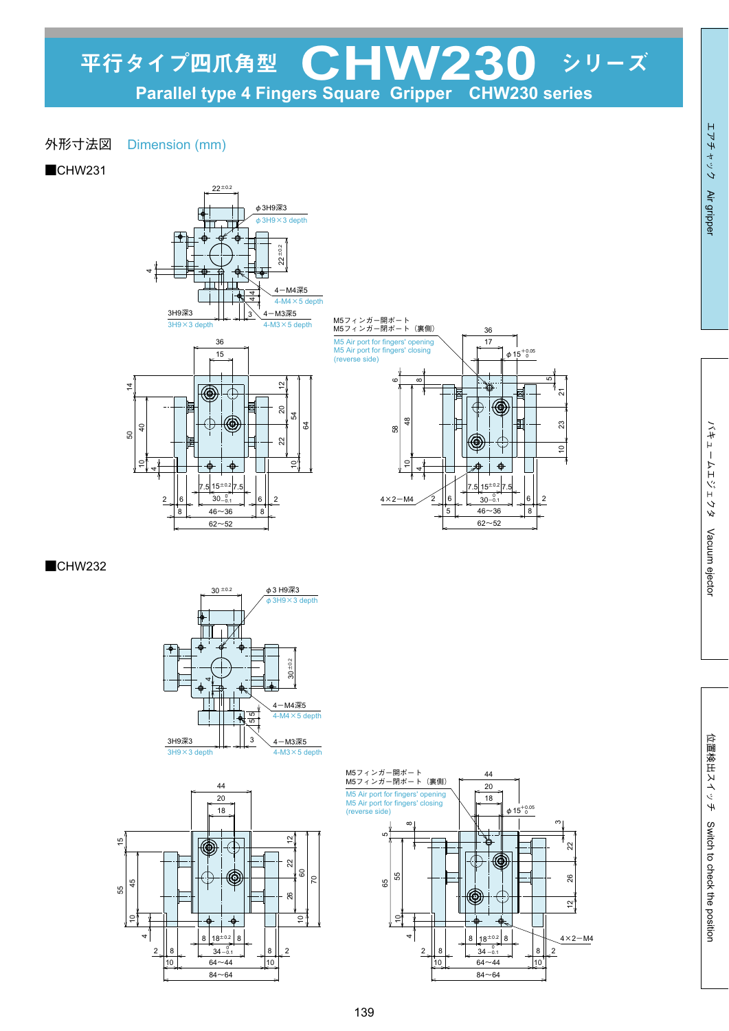# 平行タイプ四爪角型 CHW230 シリーズ

## Parallel type 4 Fingers Square Gripper CHW230 series

外形寸法図 Dimension (mm)

■CHW231

22±0.2

φ3H9深3
φ3H9×3 depth

22±0.2

4

4−M4深5
4-M4×5 depth

3H9深3
3H9×3 depth

4−M3深5
4-M3×5 depth

M5フィンガー開ポート
M5フィンガー閉ポート（裏側）
M5 Air port for fingers' opening
M5 Air port for fingers' closing
(reverse side)

4×2−M4

46∼36

62∼52

■CHW232

30±0.2

φ3 H9深3
φ3H9×3 depth

30±0.2

4−M4深5
4-M4×5 depth

3H9深3
3H9×3 depth

4−M3深5
4-M3×5 depth

M5フィンガー開ポート
M5フィンガー閉ポート（裏側）
M5 Air port for fingers' opening
M5 Air port for fingers' closing
(reverse side)

4×2−M4

64∼44

84∼64

エアチャック Air gripper

バキュームエジェクタ Vacuum ejector

位置検出スイッチ Switch to check the position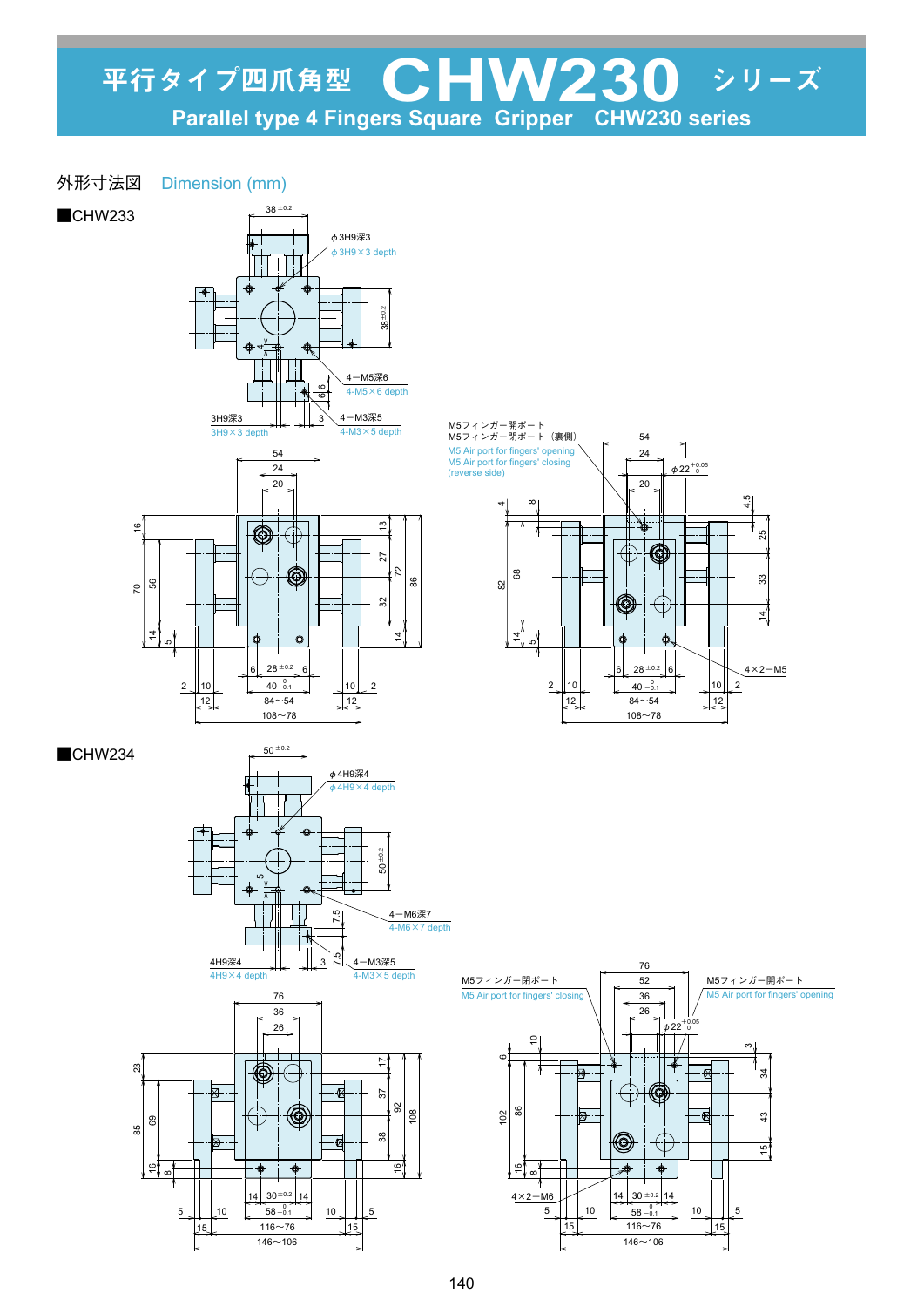# 平行タイプ四爪角型 CHW230 シリーズ

## Parallel type 4 Fingers Square Gripper CHW230 series

外形寸法図 Dimension (mm)

■CHW233

$38^{\pm0.2}$

φ3H9深3
φ3H9×3 depth

4−M5深6
4-M5×6 depth

3H9深3
3H9×3 depth

4−M3深5
4-M3×5 depth

M5フィンガー開ポート
M5フィンガー閉ポート（裏側）
M5 Air port for fingers' opening
M5 Air port for fingers' closing
(reverse side)

4×2−M5

■CHW234

$50^{\pm0.2}$

φ4H9深4
φ4H9×4 depth

4−M6深7
4-M6×7 depth

4H9深4
4H9×4 depth

4−M3深5
4-M3×5 depth

M5フィンガー閉ポート
M5 Air port for fingers' closing

M5フィンガー開ポート
M5 Air port for fingers' opening

4×2−M6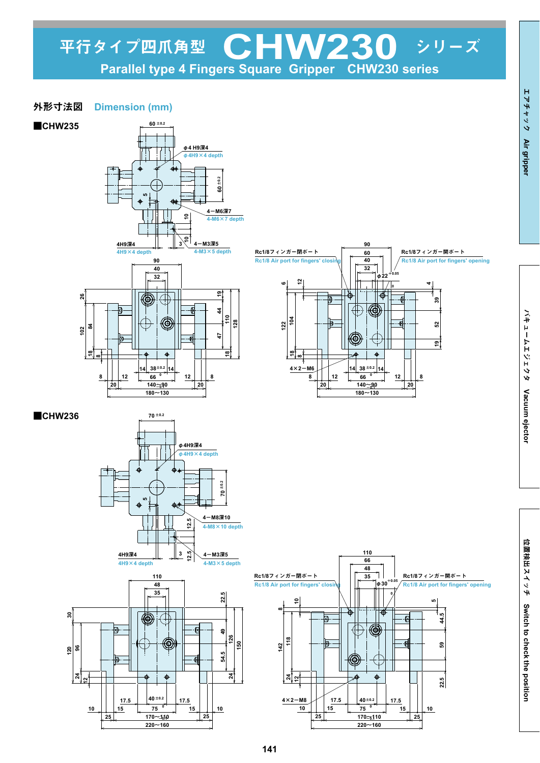# 平行タイプ四爪角型 CHW230 シリーズ

## Parallel type 4 Fingers Square Gripper CHW230 series

### 外形寸法図 Dimension (mm)

■CHW235

60 ±0.2

φ4 H9深4
φ4H9×4 depth

60 ±0.2

5

4−M6深7
4-M6×7 depth

10

10

3

4H9深4
4H9×4 depth

4−M3深5
4-M3×5 depth

90
40
32

26
102
84
18
8

19
44
110
128
47
18

14 38 ±0.2 14
8 12 66 0/-0.1 12 8
20 140〜90 20
180〜130

Rc1/8フィンガー閉ポート
Rc1/8 Air port for fingers' closing

Rc1/8フィンガー開ポート
Rc1/8 Air port for fingers' opening

90
60
40
32
φ22 +0.05/0

6
12
122
104
18
8

4
39
52
19

4×2−M6

14 38 ±0.2 14
8 12 66 0/-0.1 12 8
20 140〜90 20
180〜130

■CHW236

70 ±0.2

φ4H9深4
φ4H9×4 depth

70 ±0.2

5

4−M8深10
4-M8×10 depth

12.5

3

12.5

4H9深4
4H9×4 depth

4−M3深5
4-M3×5 depth

110
48
35

30
120
96
24
12

22.5
49
126
150
54.5
24

17.5 40 ±0.2 17.5
10 15 75 0/-0.1 15 10
25 170〜110 25
220〜160

Rc1/8フィンガー閉ポート
Rc1/8 Air port for fingers' closing

Rc1/8フィンガー開ポート
Rc1/8 Air port for fingers' opening

110
66
48
35
φ30 +0.05/0

8
10
142
118
24
12

5
44.5
59
22.5

4×2−M8

17.5 40 ±0.2 17.5
10 15 75 0/-0.1 15 10
25 170〜110 25
220〜160

エアチャック Air gripper

バキュームエジェクタ Vacuum ejector

位置検出スイッチ Switch to check the position